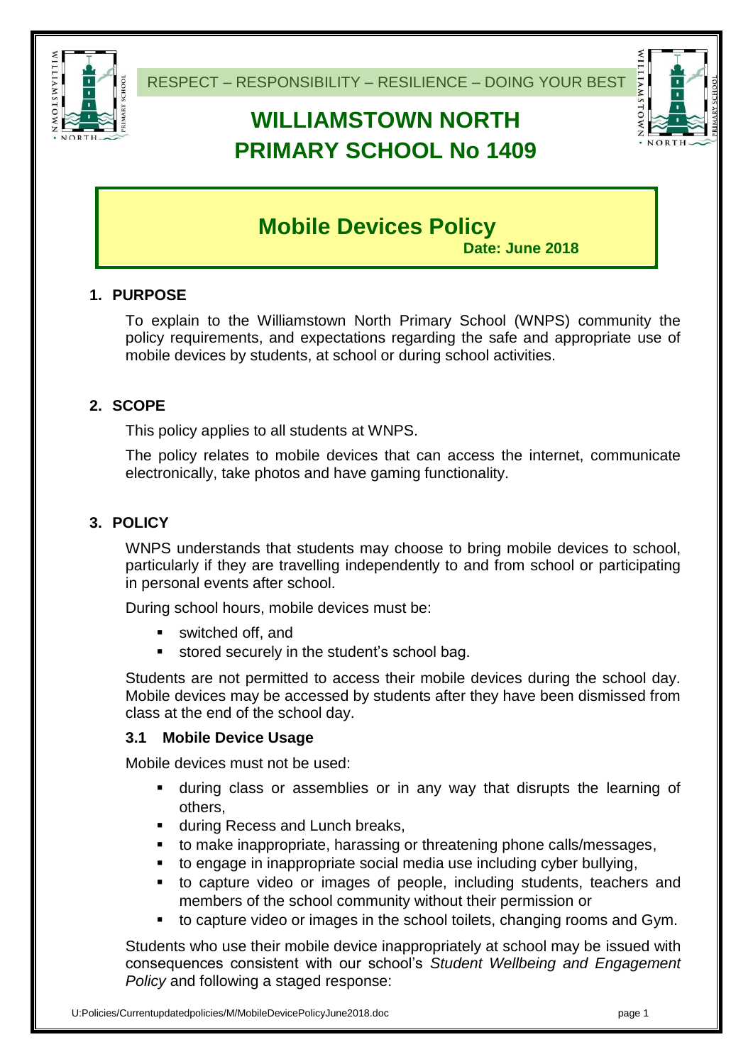RESPECT – RESPONSIBILITY – RESILIENCE – DOING YOUR BEST

# WILLIAMSTOWN NORTH PRIMARY SCHOOL No 1409

# Mobile Devices Policy

**Date: June 2018**

## 1. PURPOSE

To explain to the Williamstown North Primary School (WNPS) community the policy requirements, and expectations regarding the safe and appropriate use of mobile devices by students, at school or during school activities.

## 2. SCOPE

This policy applies to all students at WNPS.

The policy relates to mobile devices that can access the internet, communicate electronically, take photos and have gaming functionality.

## 3. POLICY

WNPS understands that students may choose to bring mobile devices to school, particularly if they are travelling independently to and from school or participating in personal events after school.

During school hours, mobile devices must be:

- switched off, and
- stored securely in the student's school bag.

Students are not permitted to access their mobile devices during the school day. Mobile devices may be accessed by students after they have been dismissed from class at the end of the school day.

### 3.1 Mobile Device Usage

Mobile devices must not be used:

- during class or assemblies or in any way that disrupts the learning of others,
- during Recess and Lunch breaks,
- to make inappropriate, harassing or threatening phone calls/messages,
- to engage in inappropriate social media use including cyber bullying,
- to capture video or images of people, including students, teachers and members of the school community without their permission or
- to capture video or images in the school toilets, changing rooms and Gym.

Students who use their mobile device inappropriately at school may be issued with consequences consistent with our school's *Student Wellbeing and Engagement Policy* and following a staged response: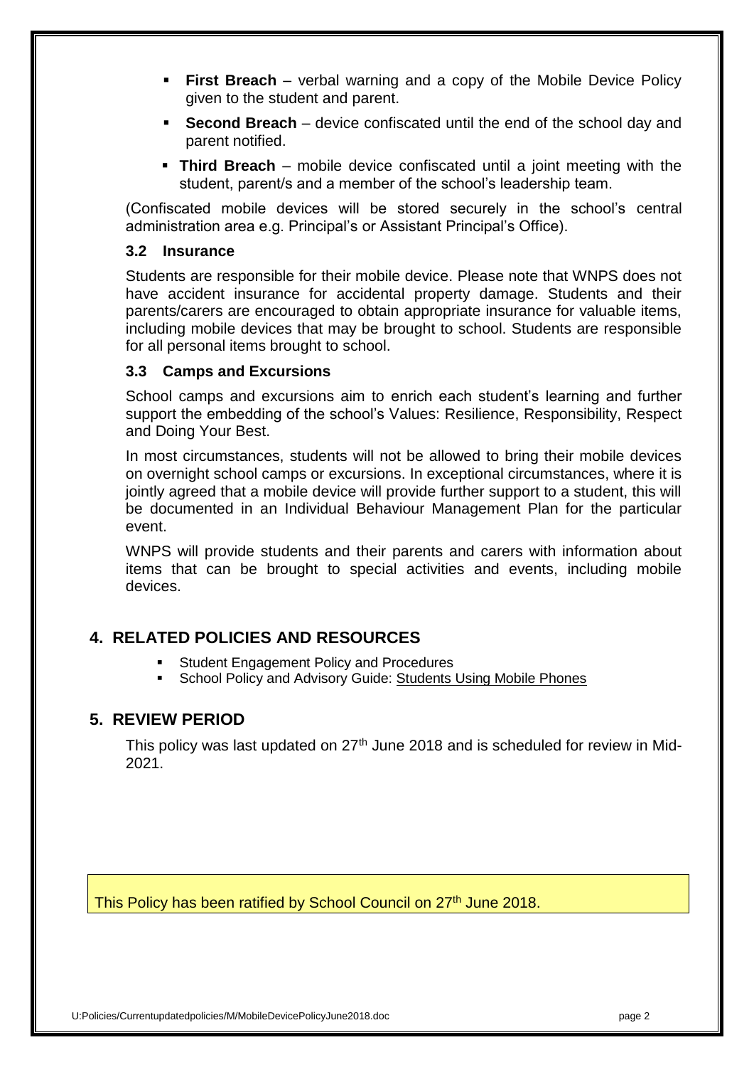- **First Breach** – verbal warning and a copy of the Mobile Device Policy given to the student and parent.
- **Second Breach** – device confiscated until the end of the school day and parent notified.
- **Third Breach** – mobile device confiscated until a joint meeting with the student, parent/s and a member of the school's leadership team.

(Confiscated mobile devices will be stored securely in the school's central administration area e.g. Principal's or Assistant Principal's Office).

### 3.2 Insurance

Students are responsible for their mobile device. Please note that WNPS does not have accident insurance for accidental property damage. Students and their parents/carers are encouraged to obtain appropriate insurance for valuable items, including mobile devices that may be brought to school. Students are responsible for all personal items brought to school.

### 3.3 Camps and Excursions

School camps and excursions aim to enrich each student's learning and further support the embedding of the school's Values: Resilience, Responsibility, Respect and Doing Your Best.

In most circumstances, students will not be allowed to bring their mobile devices on overnight school camps or excursions. In exceptional circumstances, where it is jointly agreed that a mobile device will provide further support to a student, this will be documented in an Individual Behaviour Management Plan for the particular event.

WNPS will provide students and their parents and carers with information about items that can be brought to special activities and events, including mobile devices.

## 4. RELATED POLICIES AND RESOURCES

- Student Engagement Policy and Procedures
- School Policy and Advisory Guide: Students Using Mobile Phones

## 5. REVIEW PERIOD

This policy was last updated on 27th June 2018 and is scheduled for review in Mid-2021.

This Policy has been ratified by School Council on 27th June 2018.

U:Policies/Currentupdatedpolicies/M/MobileDevicePolicyJune2018.doc